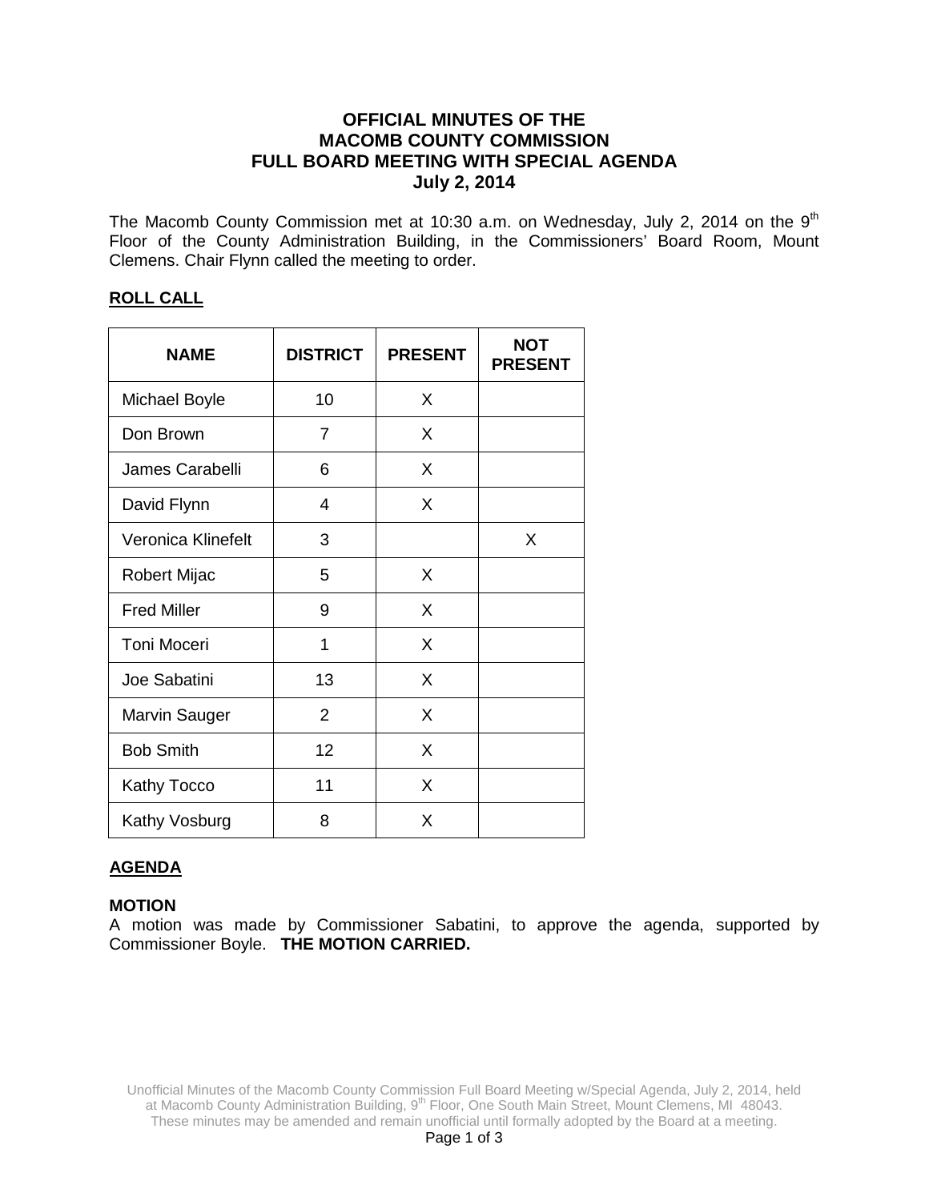# OFFICIAL MINUTES OF THE MACOMB COUNTY COMMISSION FULL BOARD MEETING WITH SPECIAL AGENDA July 2, 2014

The Macomb County Commission met at 10:30 a.m. on Wednesday, July 2, 2014 on the 9th Floor of the County Administration Building, in the Commissioners' Board Room, Mount Clemens. Chair Flynn called the meeting to order.

## ROLL CALL

| NAME | DISTRICT | PRESENT | NOT PRESENT |
|---|---|---|---|
| Michael Boyle | 10 | X | |
| Don Brown | 7 | X | |
| James Carabelli | 6 | X | |
| David Flynn | 4 | X | |
| Veronica Klinefelt | 3 | | X |
| Robert Mijac | 5 | X | |
| Fred Miller | 9 | X | |
| Toni Moceri | 1 | X | |
| Joe Sabatini | 13 | X | |
| Marvin Sauger | 2 | X | |
| Bob Smith | 12 | X | |
| Kathy Tocco | 11 | X | |
| Kathy Vosburg | 8 | X | |

## AGENDA

### MOTION

A motion was made by Commissioner Sabatini, to approve the agenda, supported by Commissioner Boyle. **THE MOTION CARRIED.**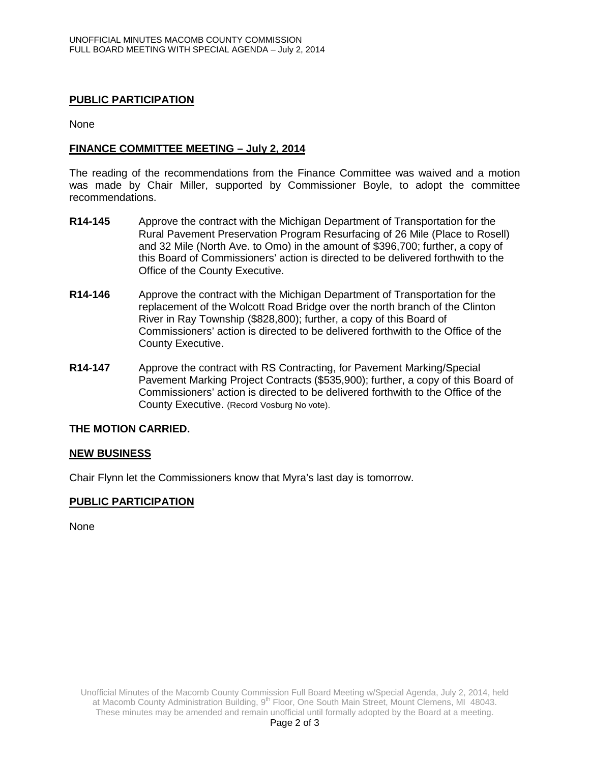## PUBLIC PARTICIPATION

None

## FINANCE COMMITTEE MEETING – July 2, 2014

The reading of the recommendations from the Finance Committee was waived and a motion was made by Chair Miller, supported by Commissioner Boyle, to adopt the committee recommendations.

**R14-145** Approve the contract with the Michigan Department of Transportation for the Rural Pavement Preservation Program Resurfacing of 26 Mile (Place to Rosell) and 32 Mile (North Ave. to Omo) in the amount of $396,700; further, a copy of this Board of Commissioners' action is directed to be delivered forthwith to the Office of the County Executive.

**R14-146** Approve the contract with the Michigan Department of Transportation for the replacement of the Wolcott Road Bridge over the north branch of the Clinton River in Ray Township ($828,800); further, a copy of this Board of Commissioners' action is directed to be delivered forthwith to the Office of the County Executive.

**R14-147** Approve the contract with RS Contracting, for Pavement Marking/Special Pavement Marking Project Contracts ($535,900); further, a copy of this Board of Commissioners' action is directed to be delivered forthwith to the Office of the County Executive. (Record Vosburg No vote).

**THE MOTION CARRIED.**

## NEW BUSINESS

Chair Flynn let the Commissioners know that Myra's last day is tomorrow.

## PUBLIC PARTICIPATION

None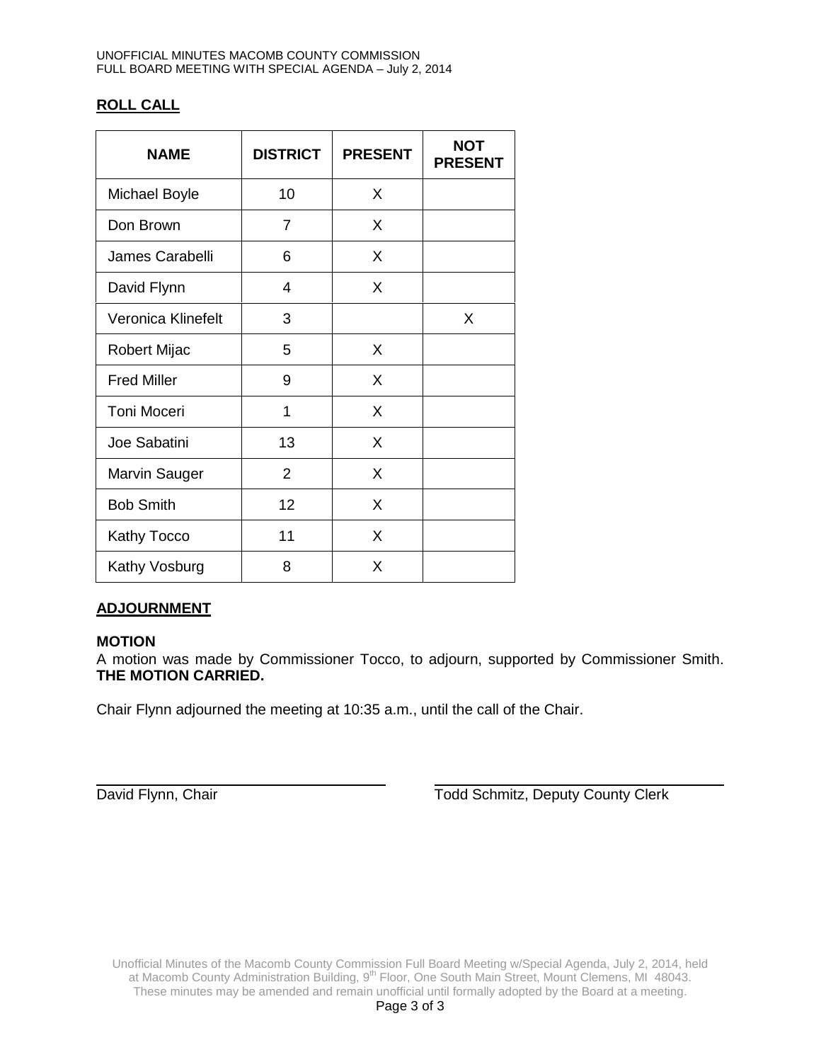## ROLL CALL

| NAME | DISTRICT | PRESENT | NOT PRESENT |
|---|---|---|---|
| Michael Boyle | 10 | X | |
| Don Brown | 7 | X | |
| James Carabelli | 6 | X | |
| David Flynn | 4 | X | |
| Veronica Klinefelt | 3 | | X |
| Robert Mijac | 5 | X | |
| Fred Miller | 9 | X | |
| Toni Moceri | 1 | X | |
| Joe Sabatini | 13 | X | |
| Marvin Sauger | 2 | X | |
| Bob Smith | 12 | X | |
| Kathy Tocco | 11 | X | |
| Kathy Vosburg | 8 | X | |

## ADJOURNMENT

**MOTION**

A motion was made by Commissioner Tocco, to adjourn, supported by Commissioner Smith. **THE MOTION CARRIED.**

Chair Flynn adjourned the meeting at 10:35 a.m., until the call of the Chair.

David Flynn, Chair

Todd Schmitz, Deputy County Clerk

Unofficial Minutes of the Macomb County Commission Full Board Meeting w/Special Agenda, July 2, 2014, held at Macomb County Administration Building, 9th Floor, One South Main Street, Mount Clemens, MI 48043. These minutes may be amended and remain unofficial until formally adopted by the Board at a meeting.